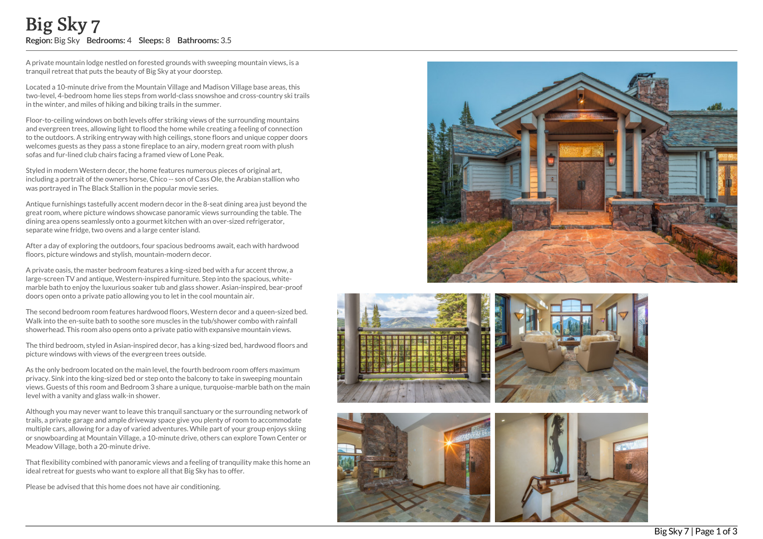# Big Sky 7

**Region:** Big Sky **Bedrooms:** 4 **Sleeps:** 8 **Bathrooms:** 3.5

A private mountain lodge nestled on forested grounds with sweeping mountain views, is a tranquil retreat that puts the beauty of Big Sky at your doorstep.

Located a 10-minute drive from the Mountain Village and Madison Village base areas, this two-level, 4-bedroom home lies steps from world-class snowshoe and cross-country ski trails in the winter, and miles of hiking and biking trails in the summer.

Floor-to-ceiling windows on both levels offer striking views of the surrounding mountains and evergreen trees, allowing light to flood the home while creating a feeling of connection to the outdoors. A striking entryway with high ceilings, stone floors and unique copper doors welcomes guests as they pass a stone fireplace to an airy, modern great room with plush sofas and fur-lined club chairs facing a framed view of Lone Peak.

Styled in modern Western decor, the home features numerous pieces of original art, including a portrait of the owners horse, Chico -- son of Cass Ole, the Arabian stallion who was portrayed in The Black Stallion in the popular movie series.

Antique furnishings tastefully accent modern decor in the 8-seat dining area just beyond the great room, where picture windows showcase panoramic views surrounding the table. The dining area opens seamlessly onto a gourmet kitchen with an over-sized refrigerator, separate wine fridge, two ovens and a large center island.

After a day of exploring the outdoors, four spacious bedrooms await, each with hardwood floors, picture windows and stylish, mountain-modern decor.

A private oasis, the master bedroom features a king-sized bed with a fur accent throw, a large-screen TV and antique, Western-inspired furniture. Step into the spacious, white-marble bath to enjoy the luxurious soaker tub and glass shower. Asian-inspired, bear-proof doors open onto a private patio allowing you to let in the cool mountain air.

The second bedroom room features hardwood floors, Western decor and a queen-sized bed. Walk into the en-suite bath to soothe sore muscles in the tub/shower combo with rainfall showerhead. This room also opens onto a private patio with expansive mountain views.

The third bedroom, styled in Asian-inspired decor, has a king-sized bed, hardwood floors and picture windows with views of the evergreen trees outside.

As the only bedroom located on the main level, the fourth bedroom room offers maximum privacy. Sink into the king-sized bed or step onto the balcony to take in sweeping mountain views. Guests of this room and Bedroom 3 share a unique, turquoise-marble bath on the main level with a vanity and glass walk-in shower.

Although you may never want to leave this tranquil sanctuary or the surrounding network of trails, a private garage and ample driveway space give you plenty of room to accommodate multiple cars, allowing for a day of varied adventures. While part of your group enjoys skiing or snowboarding at Mountain Village, a 10-minute drive, others can explore Town Center or Meadow Village, both a 20-minute drive.

That flexibility combined with panoramic views and a feeling of tranquility make this home an ideal retreat for guests who want to explore all that Big Sky has to offer.

Please be advised that this home does not have air conditioning.